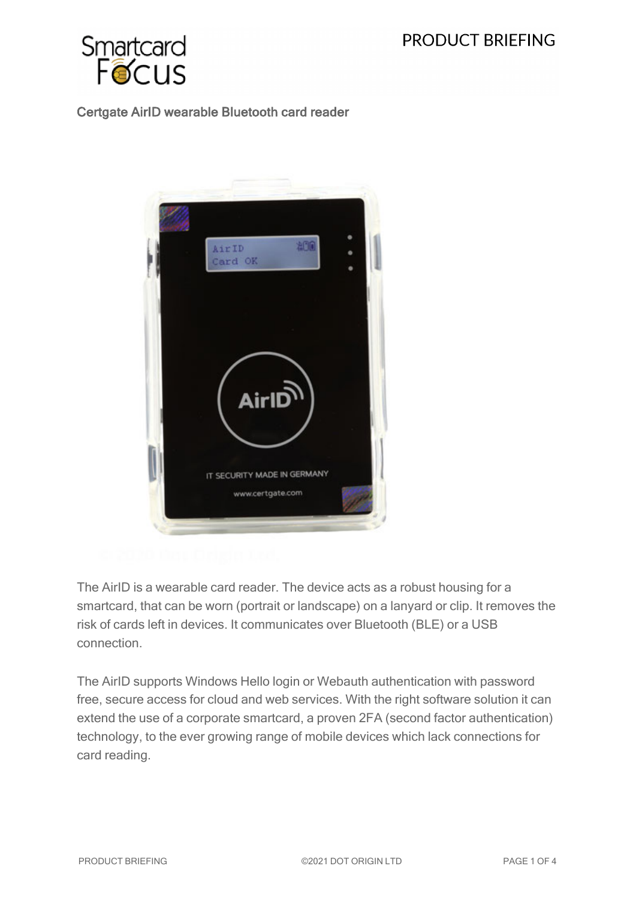Certgate AirID wearable Bluetooth card reader

The AirID is a wearable card reader. The device acts as a robust housing for a smartcard, that can be worn (portrait or landscape) on a lanyard or clip. It removes the risk of cards left in devices. It communicates over Bluetooth (BLE) or a USB connection.

The AirID supports Windows Hello login or Webauth authentication with password free, secure access for cloud and web services. With the right software solution it can extend the use of a corporate smartcard, a proven 2FA (second factor authentication) technology, to the ever growing range of mobile devices which lack connections for card reading.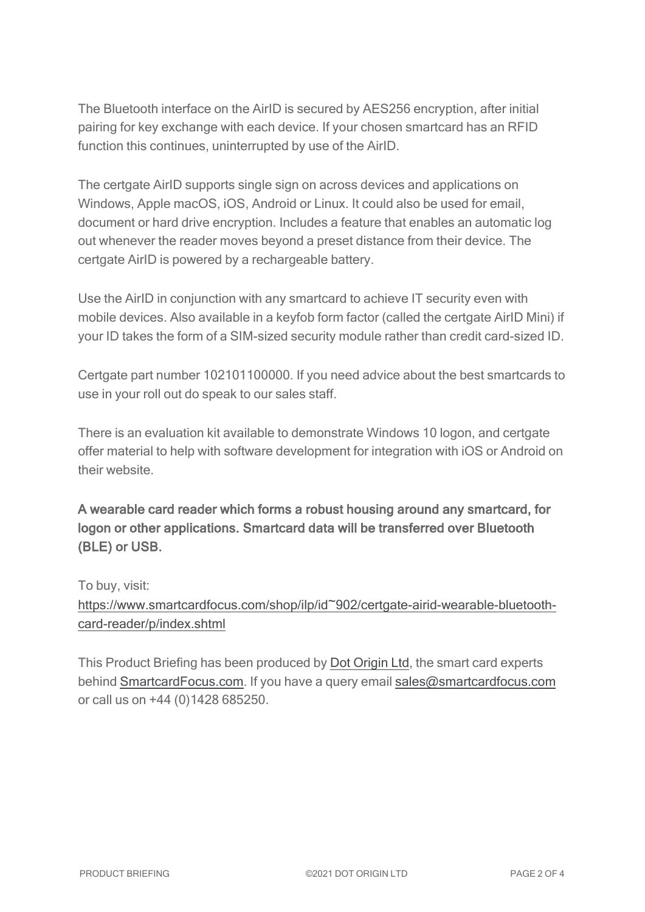The Bluetooth interface on the AirID is secured by AES256 encryption, after initial pairing for key exchange with each device. If your chosen smartcard has an RFID function this continues, uninterrupted by use of the AirID.

The certgate AirID supports single sign on across devices and applications on Windows, Apple macOS, iOS, Android or Linux. It could also be used for email, document or hard drive encryption. Includes a feature that enables an automatic log out whenever the reader moves beyond a preset distance from their device. The certgate AirID is powered by a rechargeable battery.

Use the AirID in conjunction with any smartcard to achieve IT security even with mobile devices. Also available in a keyfob form factor (called the certgate AirID Mini) if your ID takes the form of a SIM-sized security module rather than credit card-sized ID.

Certgate part number 102101100000. If you need advice about the best smartcards to use in your roll out do speak to our sales staff.

There is an evaluation kit available to demonstrate Windows 10 logon, and certgate offer material to help with software development for integration with iOS or Android on their website.

**A wearable card reader which forms a robust housing around any smartcard, for logon or other applications. Smartcard data will be transferred over Bluetooth (BLE) or USB.**

To buy, visit:
[https://www.smartcardfocus.com/shop/ilp/id~902/certgate-airid-wearable-bluetooth-card-reader/p/index.shtml](https://www.smartcardfocus.com/shop/ilp/id~902/certgate-airid-wearable-bluetooth-card-reader/p/index.shtml)

This Product Briefing has been produced by Dot Origin Ltd, the smart card experts behind SmartcardFocus.com. If you have a query email sales@smartcardfocus.com or call us on +44 (0)1428 685250.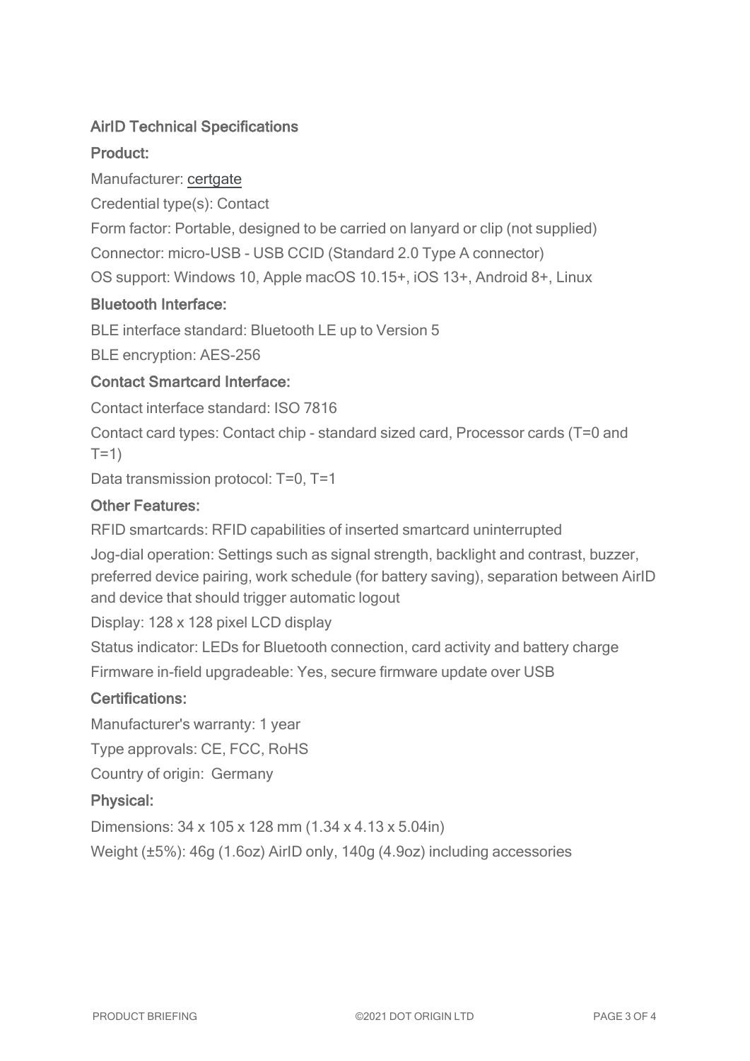## AirID Technical Specifications

### Product:

Manufacturer: certgate

Credential type(s): Contact

Form factor: Portable, designed to be carried on lanyard or clip (not supplied)

Connector: micro-USB - USB CCID (Standard 2.0 Type A connector)

OS support: Windows 10, Apple macOS 10.15+, iOS 13+, Android 8+, Linux

### Bluetooth Interface:

BLE interface standard: Bluetooth LE up to Version 5

BLE encryption: AES-256

### Contact Smartcard Interface:

Contact interface standard: ISO 7816

Contact card types: Contact chip - standard sized card, Processor cards (T=0 and T=1)

Data transmission protocol: T=0, T=1

### Other Features:

RFID smartcards: RFID capabilities of inserted smartcard uninterrupted

Jog-dial operation: Settings such as signal strength, backlight and contrast, buzzer, preferred device pairing, work schedule (for battery saving), separation between AirID and device that should trigger automatic logout

Display: 128 x 128 pixel LCD display

Status indicator: LEDs for Bluetooth connection, card activity and battery charge

Firmware in-field upgradeable: Yes, secure firmware update over USB

### Certifications:

Manufacturer's warranty: 1 year

Type approvals: CE, FCC, RoHS

Country of origin: Germany

### Physical:

Dimensions: 34 x 105 x 128 mm (1.34 x 4.13 x 5.04in)

Weight (±5%): 46g (1.6oz) AirID only, 140g (4.9oz) including accessories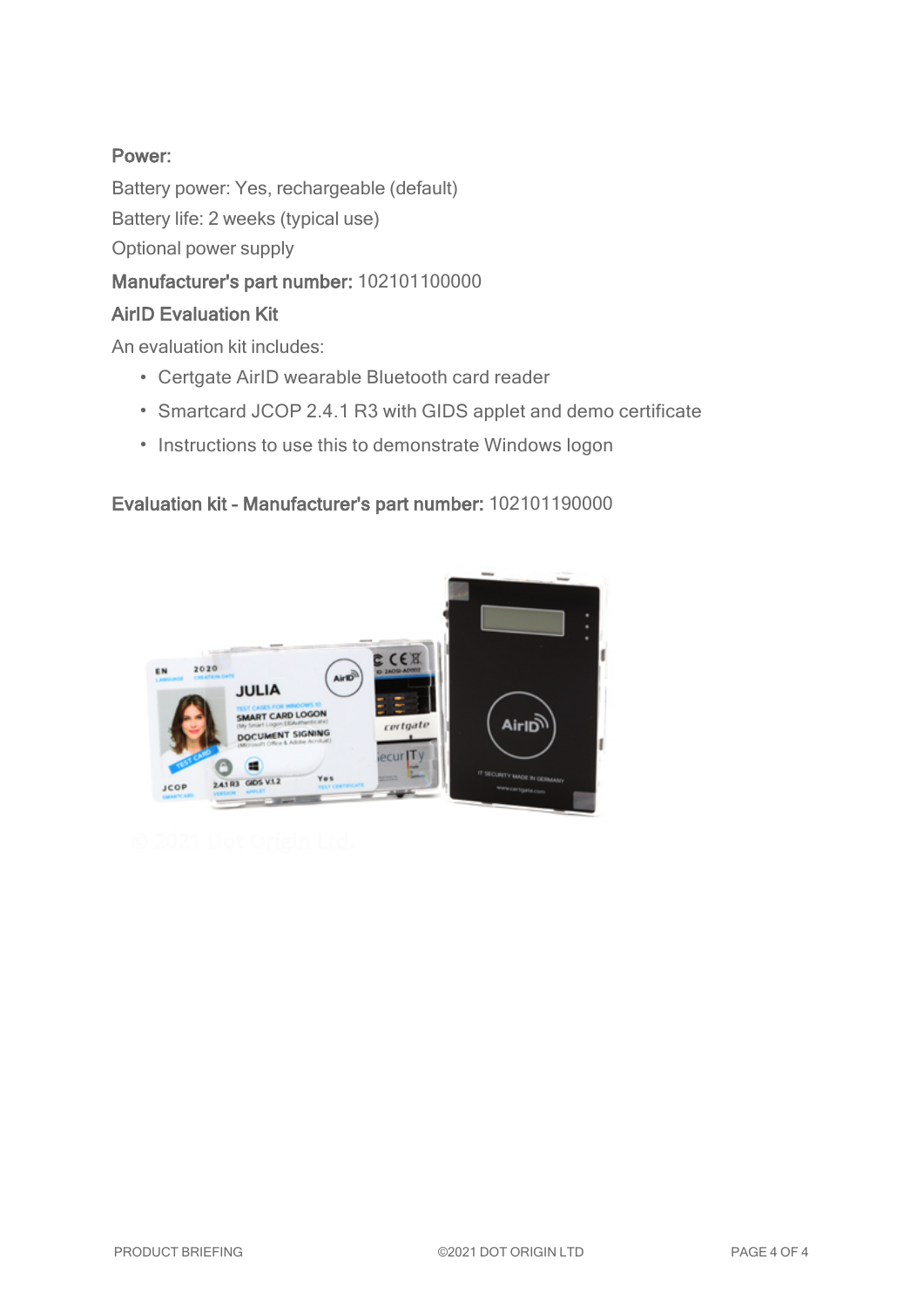**Power:**

Battery power: Yes, rechargeable (default)

Battery life: 2 weeks (typical use)

Optional power supply

**Manufacturer's part number:** 102101100000

### AirID Evaluation Kit

An evaluation kit includes:

- Certgate AirID wearable Bluetooth card reader
- Smartcard JCOP 2.4.1 R3 with GIDS applet and demo certificate
- Instructions to use this to demonstrate Windows logon

**Evaluation kit - Manufacturer's part number:** 102101190000